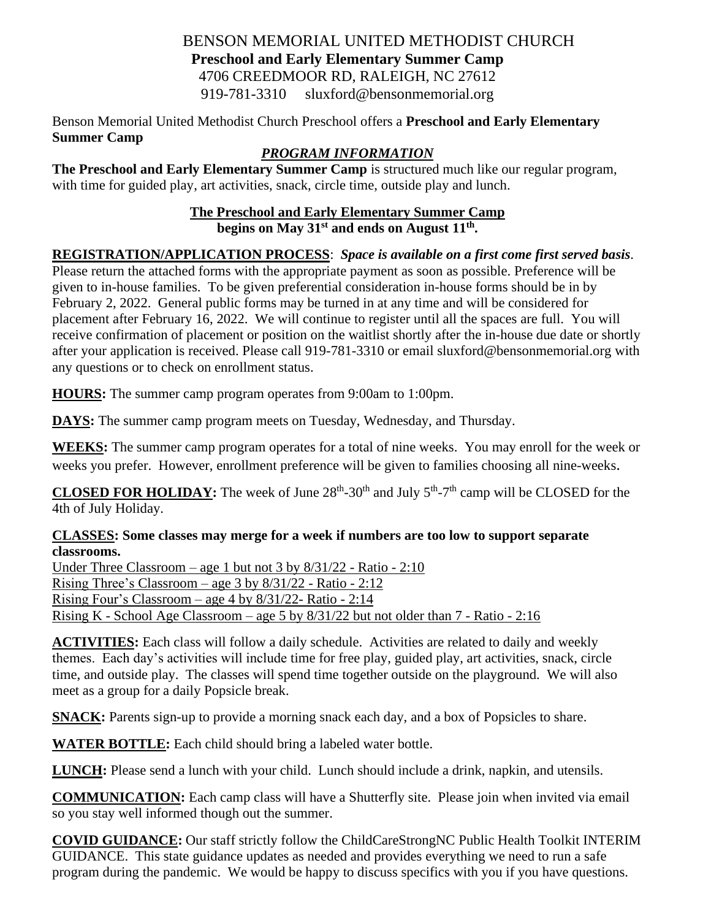# BENSON MEMORIAL UNITED METHODIST CHURCH

**Preschool and Early Elementary Summer Camp**

4706 CREEDMOOR RD, RALEIGH, NC 27612

919-781-3310 sluxford@bensonmemorial.org

Benson Memorial United Methodist Church Preschool offers a **Preschool and Early Elementary Summer Camp**

## ***PROGRAM INFORMATION***

**The Preschool and Early Elementary Summer Camp** is structured much like our regular program, with time for guided play, art activities, snack, circle time, outside play and lunch.

**The Preschool and Early Elementary Summer Camp begins on May 31st and ends on August 11th.**

**REGISTRATION/APPLICATION PROCESS**: ***Space is available on a first come first served basis***. Please return the attached forms with the appropriate payment as soon as possible. Preference will be given to in-house families. To be given preferential consideration in-house forms should be in by February 2, 2022. General public forms may be turned in at any time and will be considered for placement after February 16, 2022. We will continue to register until all the spaces are full. You will receive confirmation of placement or position on the waitlist shortly after the in-house due date or shortly after your application is received. Please call 919-781-3310 or email sluxford@bensonmemorial.org with any questions or to check on enrollment status.

**HOURS:** The summer camp program operates from 9:00am to 1:00pm.

**DAYS:** The summer camp program meets on Tuesday, Wednesday, and Thursday.

**WEEKS:** The summer camp program operates for a total of nine weeks. You may enroll for the week or weeks you prefer. However, enrollment preference will be given to families choosing all nine-weeks.

**CLOSED FOR HOLIDAY:** The week of June 28th-30th and July 5th-7th camp will be CLOSED for the 4th of July Holiday.

**CLASSES: Some classes may merge for a week if numbers are too low to support separate classrooms.**

Under Three Classroom – age 1 but not 3 by 8/31/22 - Ratio - 2:10
Rising Three's Classroom – age 3 by 8/31/22 - Ratio - 2:12
Rising Four's Classroom – age 4 by 8/31/22- Ratio - 2:14
Rising K - School Age Classroom – age 5 by 8/31/22 but not older than 7 - Ratio - 2:16

**ACTIVITIES:** Each class will follow a daily schedule. Activities are related to daily and weekly themes. Each day's activities will include time for free play, guided play, art activities, snack, circle time, and outside play. The classes will spend time together outside on the playground. We will also meet as a group for a daily Popsicle break.

**SNACK:** Parents sign-up to provide a morning snack each day, and a box of Popsicles to share.

**WATER BOTTLE:** Each child should bring a labeled water bottle.

**LUNCH:** Please send a lunch with your child. Lunch should include a drink, napkin, and utensils.

**COMMUNICATION:** Each camp class will have a Shutterfly site. Please join when invited via email so you stay well informed though out the summer.

**COVID GUIDANCE:** Our staff strictly follow the ChildCareStrongNC Public Health Toolkit INTERIM GUIDANCE. This state guidance updates as needed and provides everything we need to run a safe program during the pandemic. We would be happy to discuss specifics with you if you have questions.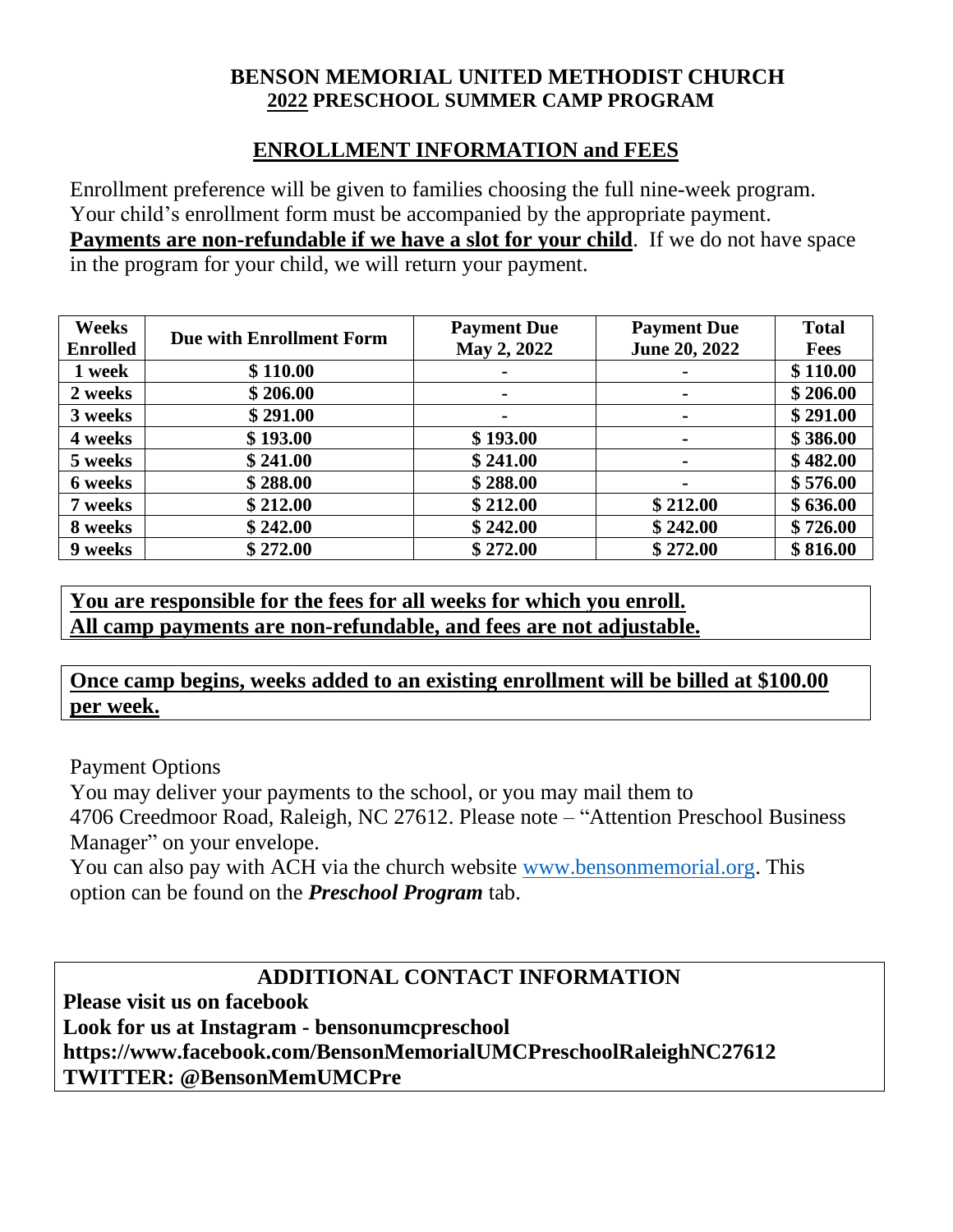**BENSON MEMORIAL UNITED METHODIST CHURCH**
**2022 PRESCHOOL SUMMER CAMP PROGRAM**

## ENROLLMENT INFORMATION and FEES

Enrollment preference will be given to families choosing the full nine-week program. Your child's enrollment form must be accompanied by the appropriate payment. **Payments are non-refundable if we have a slot for your child**. If we do not have space in the program for your child, we will return your payment.

| Weeks Enrolled | Due with Enrollment Form | Payment Due May 2, 2022 | Payment Due June 20, 2022 | Total Fees |
|---|---|---|---|---|
| 1 week | $ 110.00 | - | - | $ 110.00 |
| 2 weeks | $ 206.00 | - | - | $ 206.00 |
| 3 weeks | $ 291.00 | - | - | $ 291.00 |
| 4 weeks | $ 193.00 | $ 193.00 | - | $ 386.00 |
| 5 weeks | $ 241.00 | $ 241.00 | - | $ 482.00 |
| 6 weeks | $ 288.00 | $ 288.00 | - | $ 576.00 |
| 7 weeks | $ 212.00 | $ 212.00 | $ 212.00 | $ 636.00 |
| 8 weeks | $ 242.00 | $ 242.00 | $ 242.00 | $ 726.00 |
| 9 weeks | $ 272.00 | $ 272.00 | $ 272.00 | $ 816.00 |

**You are responsible for the fees for all weeks for which you enroll.**
**All camp payments are non-refundable, and fees are not adjustable.**

**Once camp begins, weeks added to an existing enrollment will be billed at $100.00 per week.**

Payment Options

You may deliver your payments to the school, or you may mail them to 4706 Creedmoor Road, Raleigh, NC 27612. Please note – "Attention Preschool Business Manager" on your envelope.

You can also pay with ACH via the church website www.bensonmemorial.org. This option can be found on the ***Preschool Program*** tab.

**ADDITIONAL CONTACT INFORMATION**

**Please visit us on facebook**
**Look for us at Instagram - bensonumcpreschool**
**https://www.facebook.com/BensonMemorialUMCPreschoolRaleighNC27612**
**TWITTER: @BensonMemUMCPre**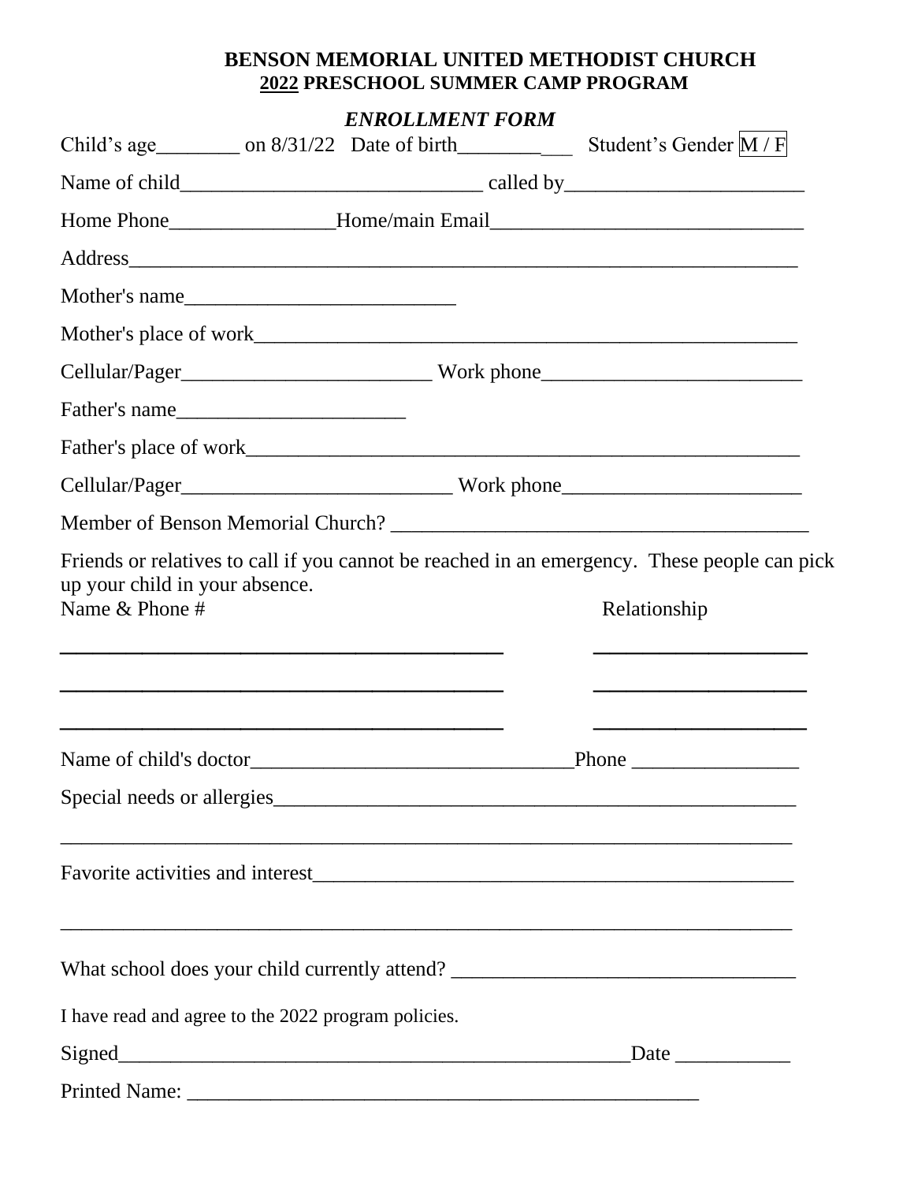**BENSON MEMORIAL UNITED METHODIST CHURCH**
**2022 PRESCHOOL SUMMER CAMP PROGRAM**

***ENROLLMENT FORM***

Child's age________ on 8/31/22 Date of birth___________ Student's Gender M / F

Name of child_____________________________ called by_______________________

Home Phone________________Home/main Email______________________________

Address_________________________________________________________________

Mother's name__________________________

Mother's place of work____________________________________________________

Cellular/Pager________________________ Work phone_________________________

Father's name______________________

Father's place of work_____________________________________________________

Cellular/Pager__________________________ Work phone_______________________

Member of Benson Memorial Church? _________________________________________

Friends or relatives to call if you cannot be reached in an emergency. These people can pick up your child in your absence.

| Name & Phone # | Relationship |
|---|---|
| ___________________________________________ | _____________________ |
| ___________________________________________ | _____________________ |
| ___________________________________________ | _____________________ |

Name of child's doctor_______________________________Phone ________________

Special needs or allergies____________________________________________________

__________________________________________________________________________

Favorite activities and interest_______________________________________________

__________________________________________________________________________

What school does your child currently attend? _________________________________

I have read and agree to the 2022 program policies.

Signed__________________________________________________Date ___________

Printed Name: _________________________________________________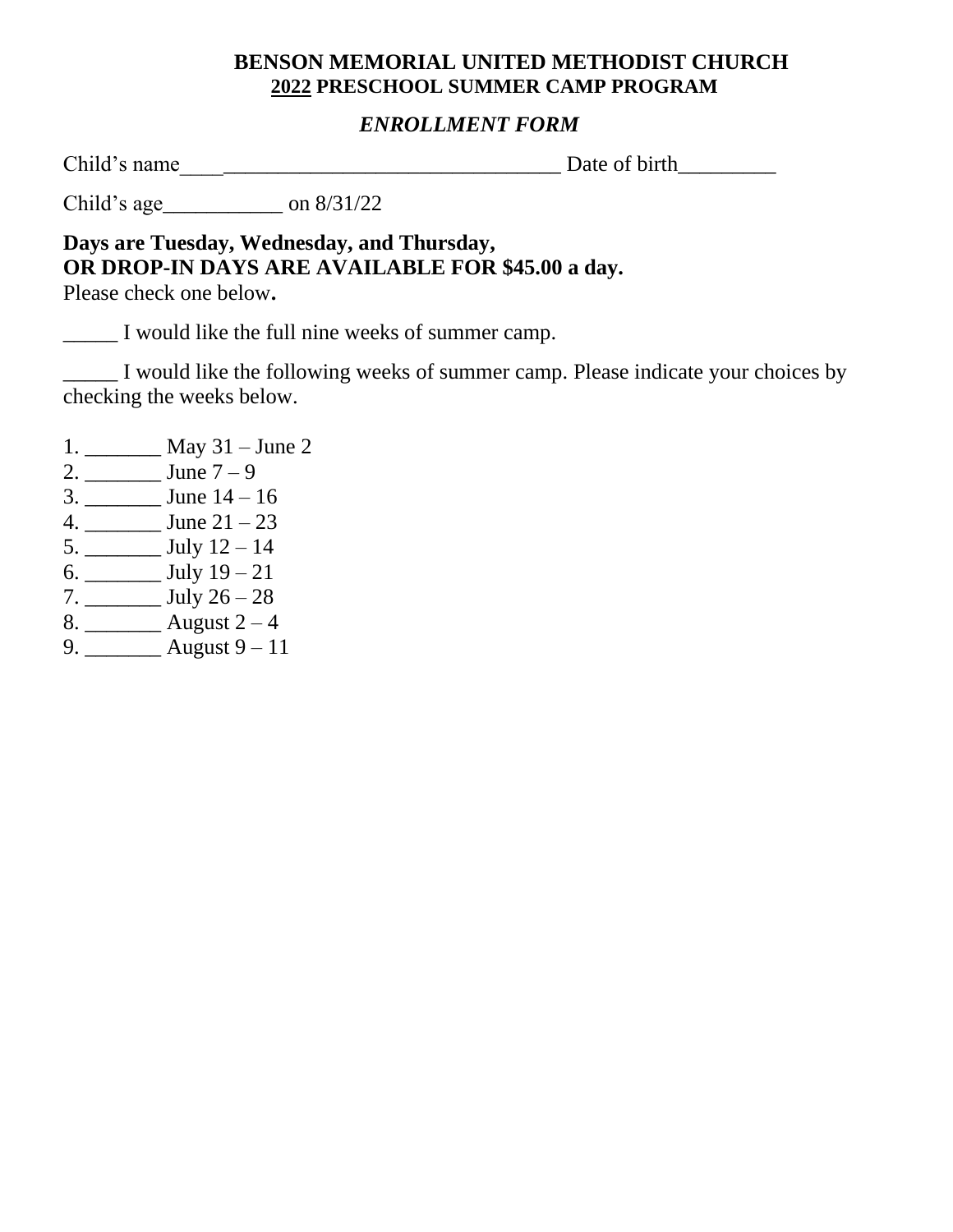# BENSON MEMORIAL UNITED METHODIST CHURCH

## 2022 PRESCHOOL SUMMER CAMP PROGRAM

### *ENROLLMENT FORM*

Child's name____________________________________ Date of birth_________

Child's age___________ on 8/31/22

**Days are Tuesday, Wednesday, and Thursday,**
**OR DROP-IN DAYS ARE AVAILABLE FOR $45.00 a day.**
Please check one below**.**

_____ I would like the full nine weeks of summer camp.

_____ I would like the following weeks of summer camp. Please indicate your choices by checking the weeks below.

1. _______ May 31 – June 2
2. _______ June 7 – 9
3. _______ June 14 – 16
4. _______ June 21 – 23
5. _______ July 12 – 14
6. _______ July 19 – 21
7. _______ July 26 – 28
8. _______ August 2 – 4
9. _______ August 9 – 11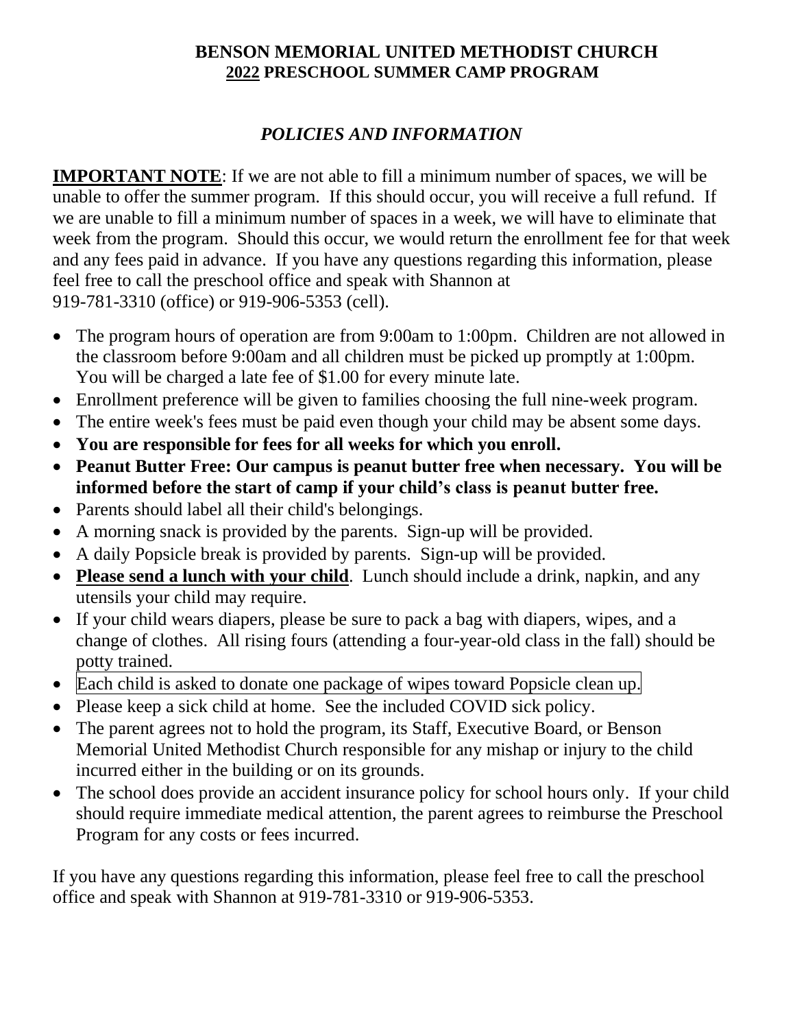# BENSON MEMORIAL UNITED METHODIST CHURCH
## 2022 PRESCHOOL SUMMER CAMP PROGRAM

### *POLICIES AND INFORMATION*

**IMPORTANT NOTE**: If we are not able to fill a minimum number of spaces, we will be unable to offer the summer program. If this should occur, you will receive a full refund. If we are unable to fill a minimum number of spaces in a week, we will have to eliminate that week from the program. Should this occur, we would return the enrollment fee for that week and any fees paid in advance. If you have any questions regarding this information, please feel free to call the preschool office and speak with Shannon at 919-781-3310 (office) or 919-906-5353 (cell).

- The program hours of operation are from 9:00am to 1:00pm. Children are not allowed in the classroom before 9:00am and all children must be picked up promptly at 1:00pm. You will be charged a late fee of $1.00 for every minute late.
- Enrollment preference will be given to families choosing the full nine-week program.
- The entire week's fees must be paid even though your child may be absent some days.
- **You are responsible for fees for all weeks for which you enroll.**
- **Peanut Butter Free: Our campus is peanut butter free when necessary. You will be informed before the start of camp if your child's class is peanut butter free.**
- Parents should label all their child's belongings.
- A morning snack is provided by the parents. Sign-up will be provided.
- A daily Popsicle break is provided by parents. Sign-up will be provided.
- **Please send a lunch with your child**. Lunch should include a drink, napkin, and any utensils your child may require.
- If your child wears diapers, please be sure to pack a bag with diapers, wipes, and a change of clothes. All rising fours (attending a four-year-old class in the fall) should be potty trained.
- Each child is asked to donate one package of wipes toward Popsicle clean up.
- Please keep a sick child at home. See the included COVID sick policy.
- The parent agrees not to hold the program, its Staff, Executive Board, or Benson Memorial United Methodist Church responsible for any mishap or injury to the child incurred either in the building or on its grounds.
- The school does provide an accident insurance policy for school hours only. If your child should require immediate medical attention, the parent agrees to reimburse the Preschool Program for any costs or fees incurred.

If you have any questions regarding this information, please feel free to call the preschool office and speak with Shannon at 919-781-3310 or 919-906-5353.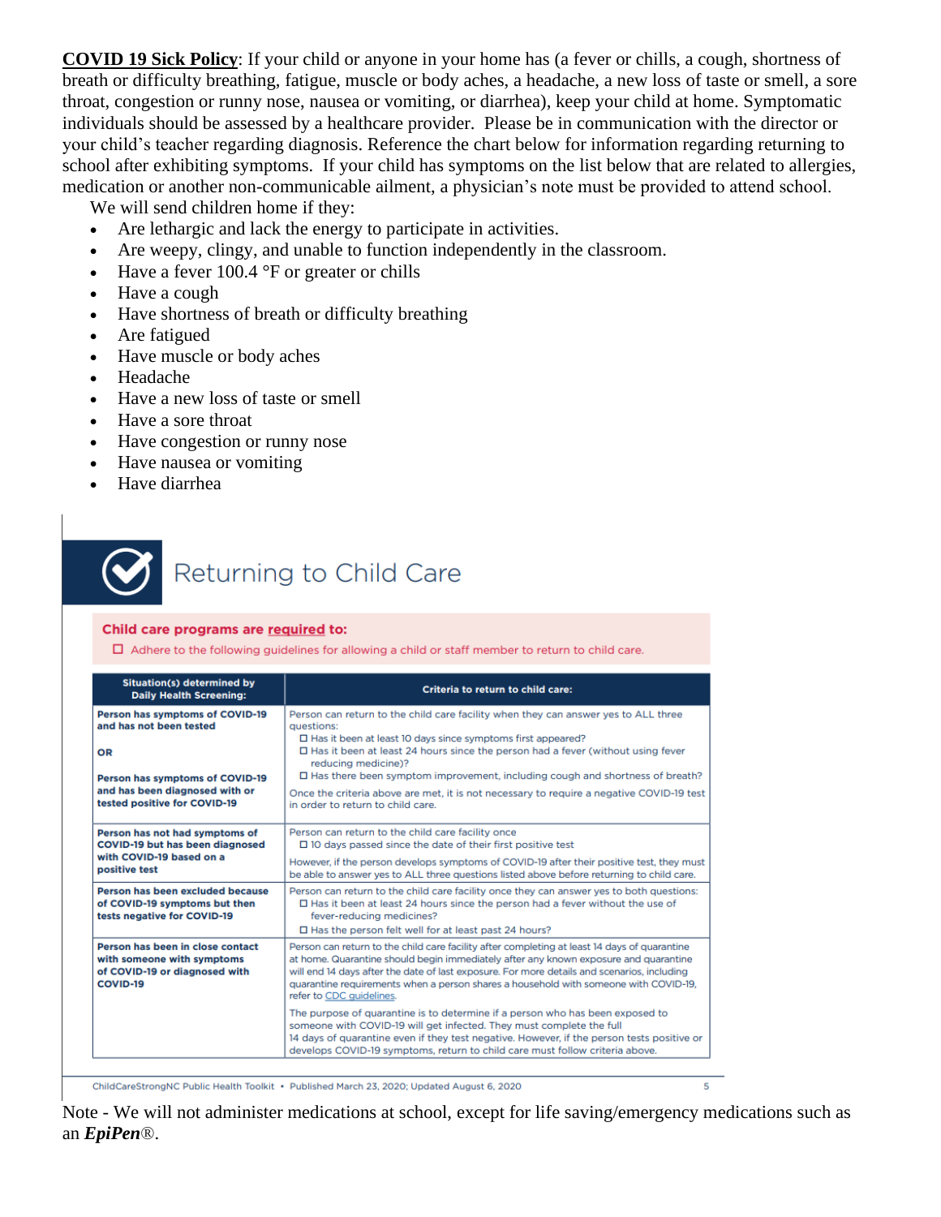**COVID 19 Sick Policy**: If your child or anyone in your home has (a fever or chills, a cough, shortness of breath or difficulty breathing, fatigue, muscle or body aches, a headache, a new loss of taste or smell, a sore throat, congestion or runny nose, nausea or vomiting, or diarrhea), keep your child at home. Symptomatic individuals should be assessed by a healthcare provider. Please be in communication with the director or your child's teacher regarding diagnosis. Reference the chart below for information regarding returning to school after exhibiting symptoms. If your child has symptoms on the list below that are related to allergies, medication or another non-communicable ailment, a physician's note must be provided to attend school.

We will send children home if they:

- Are lethargic and lack the energy to participate in activities.
- Are weepy, clingy, and unable to function independently in the classroom.
- Have a fever 100.4 °F or greater or chills
- Have a cough
- Have shortness of breath or difficulty breathing
- Are fatigued
- Have muscle or body aches
- Headache
- Have a new loss of taste or smell
- Have a sore throat
- Have congestion or runny nose
- Have nausea or vomiting
- Have diarrhea

# Returning to Child Care

**Child care programs are required to:**

☐ Adhere to the following guidelines for allowing a child or staff member to return to child care.

| Situation(s) determined by Daily Health Screening: | Criteria to return to child care: |
|---|---|
| **Person has symptoms of COVID-19 and has not been tested**<br><br>**OR**<br><br>**Person has symptoms of COVID-19 and has been diagnosed with or tested positive for COVID-19** | Person can return to the child care facility when they can answer yes to ALL three questions:<br>☐ Has it been at least 10 days since symptoms first appeared?<br>☐ Has it been at least 24 hours since the person had a fever (without using fever reducing medicine)?<br>☐ Has there been symptom improvement, including cough and shortness of breath?<br>Once the criteria above are met, it is not necessary to require a negative COVID-19 test in order to return to child care. |
| **Person has not had symptoms of COVID-19 but has been diagnosed with COVID-19 based on a positive test** | Person can return to the child care facility once<br>☐ 10 days passed since the date of their first positive test<br>However, if the person develops symptoms of COVID-19 after their positive test, they must be able to answer yes to ALL three questions listed above before returning to child care. |
| **Person has been excluded because of COVID-19 symptoms but then tests negative for COVID-19** | Person can return to the child care facility once they can answer yes to both questions:<br>☐ Has it been at least 24 hours since the person had a fever without the use of fever-reducing medicines?<br>☐ Has the person felt well for at least past 24 hours? |
| **Person has been in close contact with someone with symptoms of COVID-19 or diagnosed with COVID-19** | Person can return to the child care facility after completing at least 14 days of quarantine at home. Quarantine should begin immediately after any known exposure and quarantine will end 14 days after the date of last exposure. For more details and scenarios, including quarantine requirements when a person shares a household with someone with COVID-19, refer to CDC guidelines.<br>The purpose of quarantine is to determine if a person who has been exposed to someone with COVID-19 will get infected. They must complete the full 14 days of quarantine even if they test negative. However, if the person tests positive or develops COVID-19 symptoms, return to child care must follow criteria above. |

ChildCareStrongNC Public Health Toolkit • Published March 23, 2020; Updated August 6, 2020

Note - We will not administer medications at school, except for life saving/emergency medications such as an ***EpiPen***®.